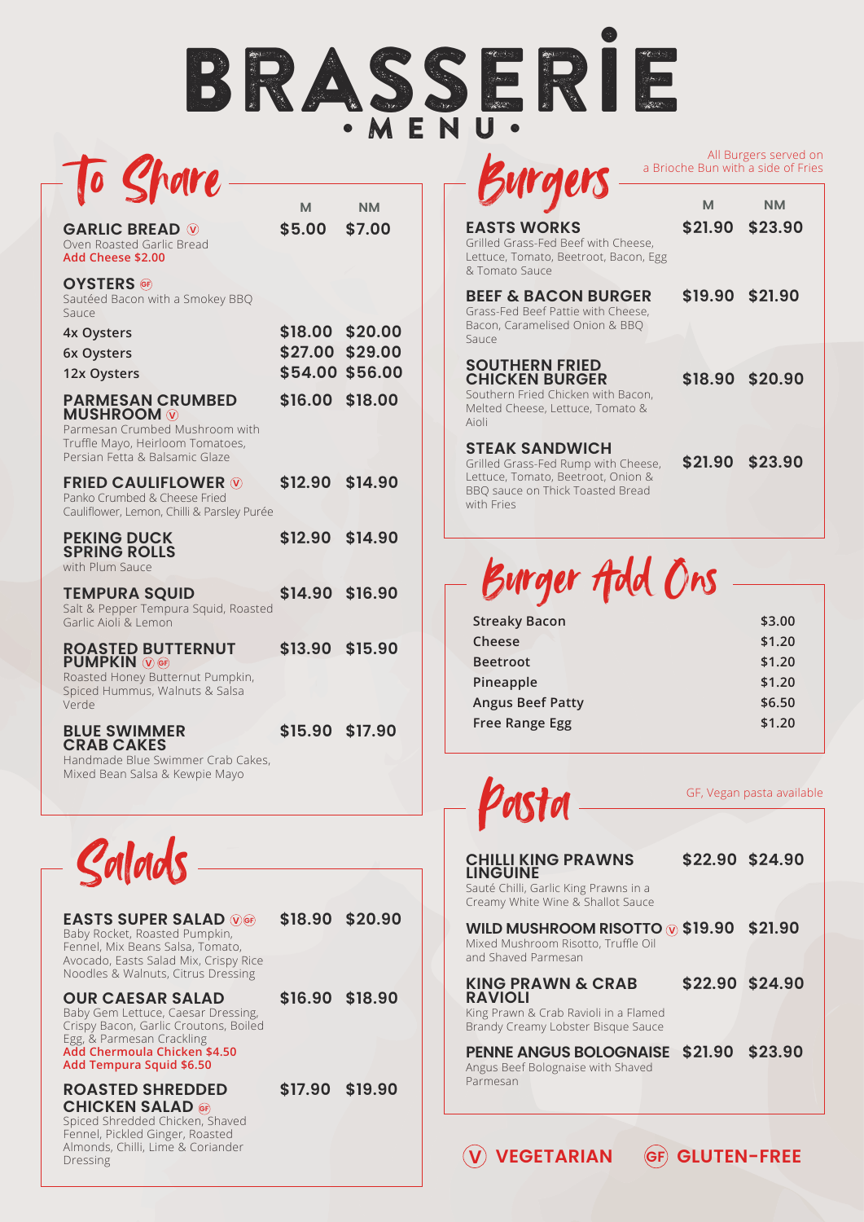# BRASSERIE

## • MENU •

## To Share

| | M | NM |
|---|---|---|
| **GARLIC BREAD** Ⓥ<br>Oven Roasted Garlic Bread<br>**Add Cheese $2.00** | $5.00 | $7.00 |
| **OYSTERS** Ⓖ<br>Sautéed Bacon with a Smokey BBQ Sauce | | |
| 4x Oysters | $18.00 | $20.00 |
| 6x Oysters | $27.00 | $29.00 |
| 12x Oysters | $54.00 | $56.00 |
| **PARMESAN CRUMBED MUSHROOM** Ⓥ<br>Parmesan Crumbed Mushroom with Truffle Mayo, Heirloom Tomatoes, Persian Fetta & Balsamic Glaze | $16.00 | $18.00 |
| **FRIED CAULIFLOWER** Ⓥ<br>Panko Crumbed & Cheese Fried Cauliflower, Lemon, Chilli & Parsley Purée | $12.90 | $14.90 |
| **PEKING DUCK SPRING ROLLS**<br>with Plum Sauce | $12.90 | $14.90 |
| **TEMPURA SQUID**<br>Salt & Pepper Tempura Squid, Roasted Garlic Aioli & Lemon | $14.90 | $16.90 |
| **ROASTED BUTTERNUT PUMPKIN** Ⓥ Ⓖ<br>Roasted Honey Butternut Pumpkin, Spiced Hummus, Walnuts & Salsa Verde | $13.90 | $15.90 |
| **BLUE SWIMMER CRAB CAKES**<br>Handmade Blue Swimmer Crab Cakes, Mixed Bean Salsa & Kewpie Mayo | $15.90 | $17.90 |

## Salads

| | M | NM |
|---|---|---|
| **EASTS SUPER SALAD** Ⓥ Ⓖ<br>Baby Rocket, Roasted Pumpkin, Fennel, Mix Beans Salsa, Tomato, Avocado, Easts Salad Mix, Crispy Rice Noodles & Walnuts, Citrus Dressing | $18.90 | $20.90 |
| **OUR CAESAR SALAD**<br>Baby Gem Lettuce, Caesar Dressing, Crispy Bacon, Garlic Croutons, Boiled Egg, & Parmesan Crackling<br>**Add Chermoula Chicken $4.50**<br>**Add Tempura Squid $6.50** | $16.90 | $18.90 |
| **ROASTED SHREDDED CHICKEN SALAD** Ⓖ<br>Spiced Shredded Chicken, Shaved Fennel, Pickled Ginger, Roasted Almonds, Chilli, Lime & Coriander Dressing | $17.90 | $19.90 |

## Burgers

All Burgers served on a Brioche Bun with a side of Fries

| | M | NM |
|---|---|---|
| **EASTS WORKS**<br>Grilled Grass-Fed Beef with Cheese, Lettuce, Tomato, Beetroot, Bacon, Egg & Tomato Sauce | $21.90 | $23.90 |
| **BEEF & BACON BURGER**<br>Grass-Fed Beef Pattie with Cheese, Bacon, Caramelised Onion & BBQ Sauce | $19.90 | $21.90 |
| **SOUTHERN FRIED CHICKEN BURGER**<br>Southern Fried Chicken with Bacon, Melted Cheese, Lettuce, Tomato & Aioli | $18.90 | $20.90 |
| **STEAK SANDWICH**<br>Grilled Grass-Fed Rump with Cheese, Lettuce, Tomato, Beetroot, Onion & BBQ sauce on Thick Toasted Bread with Fries | $21.90 | $23.90 |

## Burger Add Ons

| | |
|---|---|
| Streaky Bacon | $3.00 |
| Cheese | $1.20 |
| Beetroot | $1.20 |
| Pineapple | $1.20 |
| Angus Beef Patty | $6.50 |
| Free Range Egg | $1.20 |

## Pasta

GF, Vegan pasta available

| | M | NM |
|---|---|---|
| **CHILLI KING PRAWNS LINGUINE**<br>Sauté Chilli, Garlic King Prawns in a Creamy White Wine & Shallot Sauce | $22.90 | $24.90 |
| **WILD MUSHROOM RISOTTO** Ⓥ<br>Mixed Mushroom Risotto, Truffle Oil and Shaved Parmesan | $19.90 | $21.90 |
| **KING PRAWN & CRAB RAVIOLI**<br>King Prawn & Crab Ravioli in a Flamed Brandy Creamy Lobster Bisque Sauce | $22.90 | $24.90 |
| **PENNE ANGUS BOLOGNAISE**<br>Angus Beef Bolognaise with Shaved Parmesan | $21.90 | $23.90 |

Ⓥ VEGETARIAN    Ⓖ GLUTEN-FREE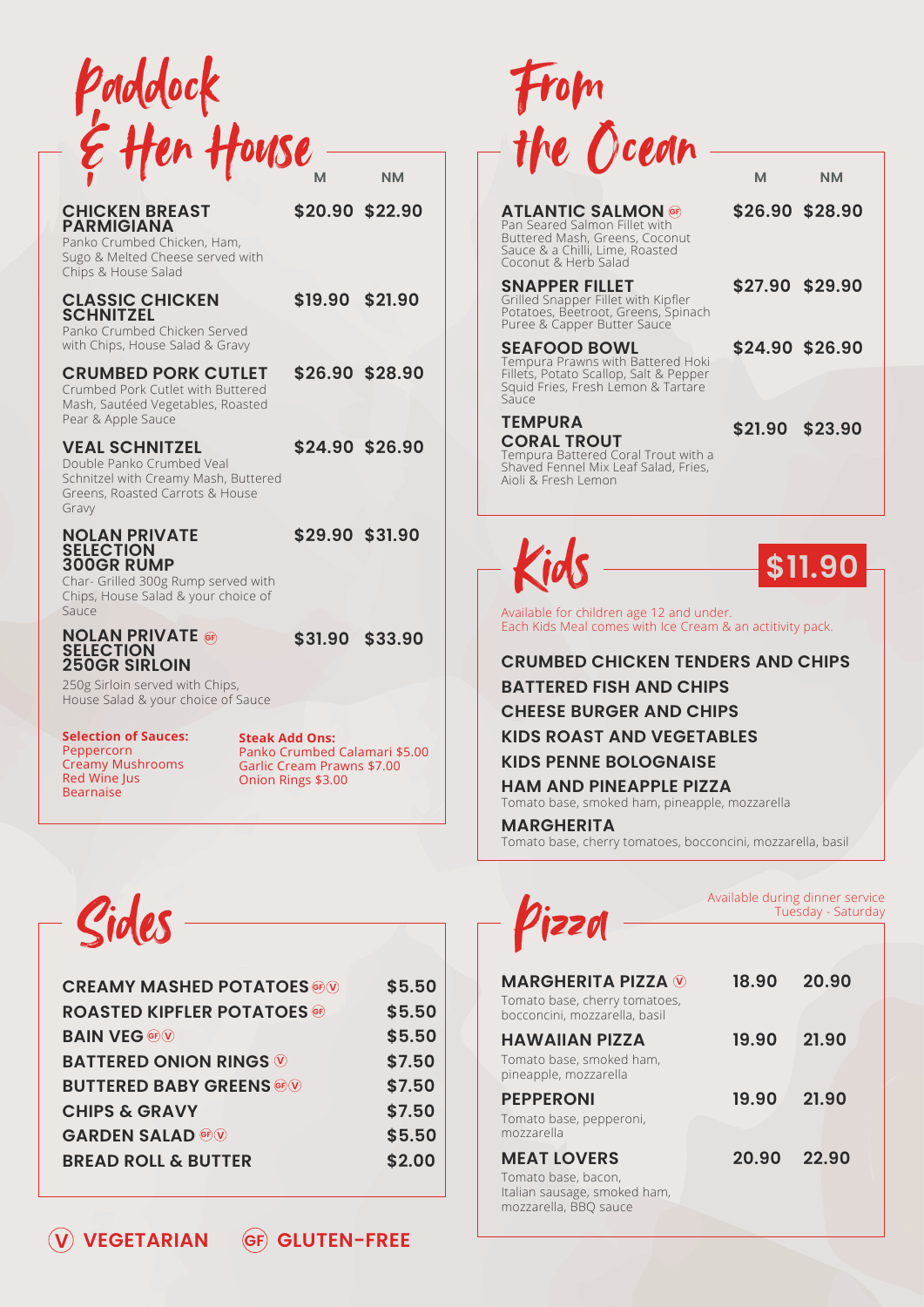# Paddock & Hen House

| | M | NM |
|---|---|---|
| **CHICKEN BREAST PARMIGIANA** Panko Crumbed Chicken, Ham, Sugo & Melted Cheese served with Chips & House Salad | $20.90 | $22.90 |
| **CLASSIC CHICKEN SCHNITZEL** Panko Crumbed Chicken Served with Chips, House Salad & Gravy | $19.90 | $21.90 |
| **CRUMBED PORK CUTLET** Crumbed Pork Cutlet with Buttered Mash, Sautéed Vegetables, Roasted Pear & Apple Sauce | $26.90 | $28.90 |
| **VEAL SCHNITZEL** Double Panko Crumbed Veal Schnitzel with Creamy Mash, Buttered Greens, Roasted Carrots & House Gravy | $24.90 | $26.90 |
| **NOLAN PRIVATE SELECTION 300GR RUMP** Char- Grilled 300g Rump served with Chips, House Salad & your choice of Sauce | $29.90 | $31.90 |
| **NOLAN PRIVATE SELECTION 250GR SIRLOIN** (GF) 250g Sirloin served with Chips, House Salad & your choice of Sauce | $31.90 | $33.90 |

**Selection of Sauces:**
Peppercorn
Creamy Mushrooms
Red Wine Jus
Bearnaise

**Steak Add Ons:**
Panko Crumbed Calamari $5.00
Garlic Cream Prawns $7.00
Onion Rings $3.00

# From the Ocean

| | M | NM |
|---|---|---|
| **ATLANTIC SALMON** (GF) Pan Seared Salmon Fillet with Buttered Mash, Greens, Coconut Sauce & a Chilli, Lime, Roasted Coconut & Herb Salad | $26.90 | $28.90 |
| **SNAPPER FILLET** Grilled Snapper Fillet with Kipfler Potatoes, Beetroot, Greens, Spinach Puree & Capper Butter Sauce | $27.90 | $29.90 |
| **SEAFOOD BOWL** Tempura Prawns with Battered Hoki Fillets, Potato Scallop, Salt & Pepper Squid Fries, Fresh Lemon & Tartare Sauce | $24.90 | $26.90 |
| **TEMPURA CORAL TROUT** Tempura Battered Coral Trout with a Shaved Fennel Mix Leaf Salad, Fries, Aioli & Fresh Lemon | $21.90 | $23.90 |

# Kids

**$11.90**

Available for children age 12 and under.
Each Kids Meal comes with Ice Cream & an actitivity pack.

**CRUMBED CHICKEN TENDERS AND CHIPS**

**BATTERED FISH AND CHIPS**

**CHEESE BURGER AND CHIPS**

**KIDS ROAST AND VEGETABLES**

**KIDS PENNE BOLOGNAISE**

**HAM AND PINEAPPLE PIZZA**
Tomato base, smoked ham, pineapple, mozzarella

**MARGHERITA**
Tomato base, cherry tomatoes, bocconcini, mozzarella, basil

# Sides

| | |
|---|---|
| **CREAMY MASHED POTATOES** (GF) (V) | $5.50 |
| **ROASTED KIPFLER POTATOES** (GF) | $5.50 |
| **BAIN VEG** (GF) (V) | $5.50 |
| **BATTERED ONION RINGS** (V) | $7.50 |
| **BUTTERED BABY GREENS** (GF) (V) | $7.50 |
| **CHIPS & GRAVY** | $7.50 |
| **GARDEN SALAD** (GF) (V) | $5.50 |
| **BREAD ROLL & BUTTER** | $2.00 |

# Pizza

Available during dinner service
Tuesday - Saturday

| | | |
|---|---|---|
| **MARGHERITA PIZZA** (V) Tomato base, cherry tomatoes, bocconcini, mozzarella, basil | 18.90 | 20.90 |
| **HAWAIIAN PIZZA** Tomato base, smoked ham, pineapple, mozzarella | 19.90 | 21.90 |
| **PEPPERONI** Tomato base, pepperoni, mozzarella | 19.90 | 21.90 |
| **MEAT LOVERS** Tomato base, bacon, Italian sausage, smoked ham, mozzarella, BBQ sauce | 20.90 | 22.90 |

(V) **VEGETARIAN** (GF) **GLUTEN-FREE**